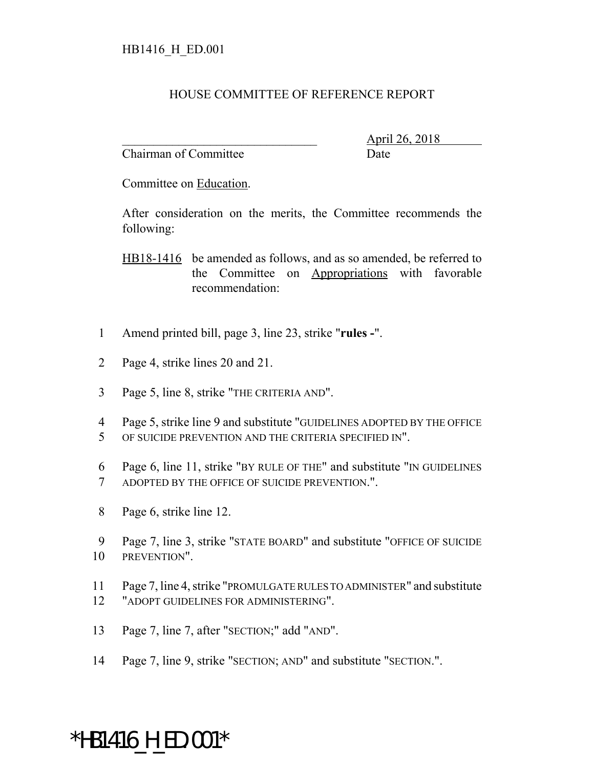HB1416_H_ED.001

# HOUSE COMMITTEE OF REFERENCE REPORT

_______________________________ April 26, 2018
Chairman of Committee Date

Committee on Education.

After consideration on the merits, the Committee recommends the following:

HB18-1416 be amended as follows, and as so amended, be referred to the Committee on Appropriations with favorable recommendation:

1 Amend printed bill, page 3, line 23, strike "**rules -**".

2 Page 4, strike lines 20 and 21.

3 Page 5, line 8, strike "THE CRITERIA AND".

4 Page 5, strike line 9 and substitute "GUIDELINES ADOPTED BY THE OFFICE
5 OF SUICIDE PREVENTION AND THE CRITERIA SPECIFIED IN".

6 Page 6, line 11, strike "BY RULE OF THE" and substitute "IN GUIDELINES
7 ADOPTED BY THE OFFICE OF SUICIDE PREVENTION.".

8 Page 6, strike line 12.

9 Page 7, line 3, strike "STATE BOARD" and substitute "OFFICE OF SUICIDE
10 PREVENTION".

11 Page 7, line 4, strike "PROMULGATE RULES TO ADMINISTER" and substitute
12 "ADOPT GUIDELINES FOR ADMINISTERING".

13 Page 7, line 7, after "SECTION;" add "AND".

14 Page 7, line 9, strike "SECTION; AND" and substitute "SECTION.".

*HB1416_H_ED.001*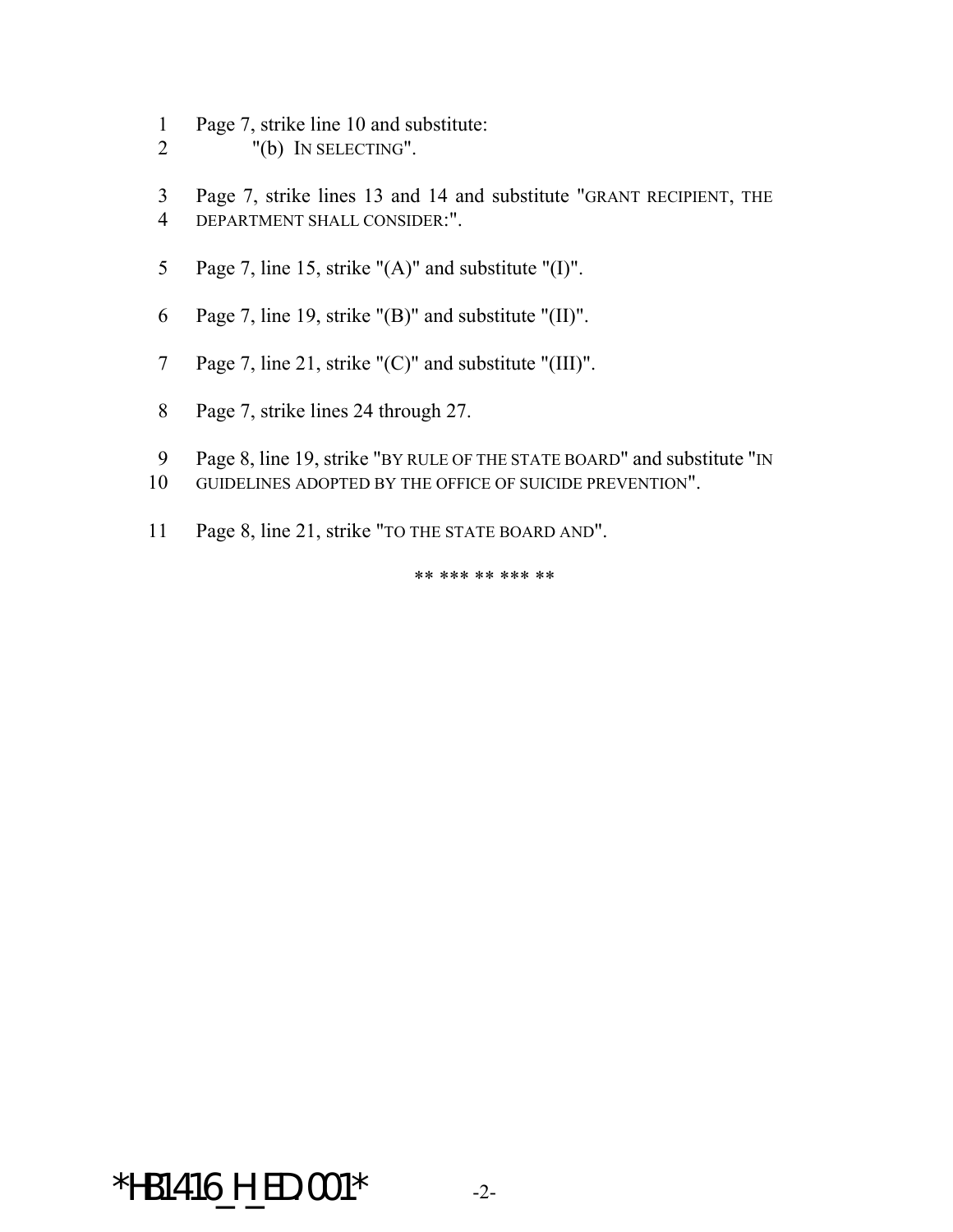Page 7, strike line 10 and substitute:

"(b) IN SELECTING".

Page 7, strike lines 13 and 14 and substitute "GRANT RECIPIENT, THE DEPARTMENT SHALL CONSIDER:".

Page 7, line 15, strike "(A)" and substitute "(I)".

Page 7, line 19, strike "(B)" and substitute "(II)".

Page 7, line 21, strike "(C)" and substitute "(III)".

Page 7, strike lines 24 through 27.

Page 8, line 19, strike "BY RULE OF THE STATE BOARD" and substitute "IN GUIDELINES ADOPTED BY THE OFFICE OF SUICIDE PREVENTION".

Page 8, line 21, strike "TO THE STATE BOARD AND".

** *** ** *** **

*HB1416_H_ED.001*